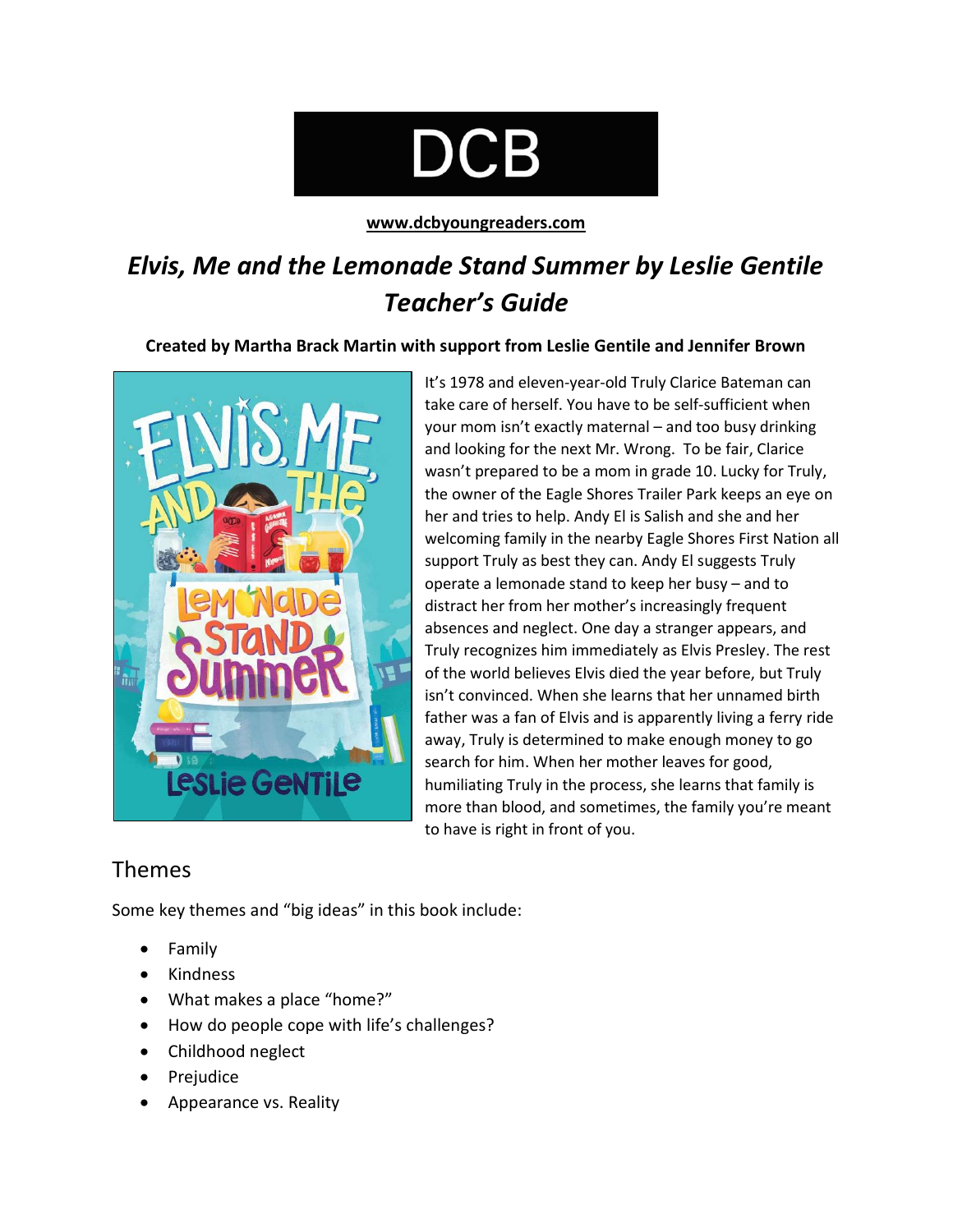DCB

www.dcbyoungreaders.com

# *Elvis, Me and the Lemonade Stand Summer by Leslie Gentile Teacher's Guide*

**Created by Martha Brack Martin with support from Leslie Gentile and Jennifer Brown**

It's 1978 and eleven-year-old Truly Clarice Bateman can take care of herself. You have to be self-sufficient when your mom isn't exactly maternal – and too busy drinking and looking for the next Mr. Wrong. To be fair, Clarice wasn't prepared to be a mom in grade 10. Lucky for Truly, the owner of the Eagle Shores Trailer Park keeps an eye on her and tries to help. Andy El is Salish and she and her welcoming family in the nearby Eagle Shores First Nation all support Truly as best they can. Andy El suggests Truly operate a lemonade stand to keep her busy – and to distract her from her mother's increasingly frequent absences and neglect. One day a stranger appears, and Truly recognizes him immediately as Elvis Presley. The rest of the world believes Elvis died the year before, but Truly isn't convinced. When she learns that her unnamed birth father was a fan of Elvis and is apparently living a ferry ride away, Truly is determined to make enough money to go search for him. When her mother leaves for good, humiliating Truly in the process, she learns that family is more than blood, and sometimes, the family you're meant to have is right in front of you.

## Themes

Some key themes and "big ideas" in this book include:

- Family
- Kindness
- What makes a place "home?"
- How do people cope with life's challenges?
- Childhood neglect
- Prejudice
- Appearance vs. Reality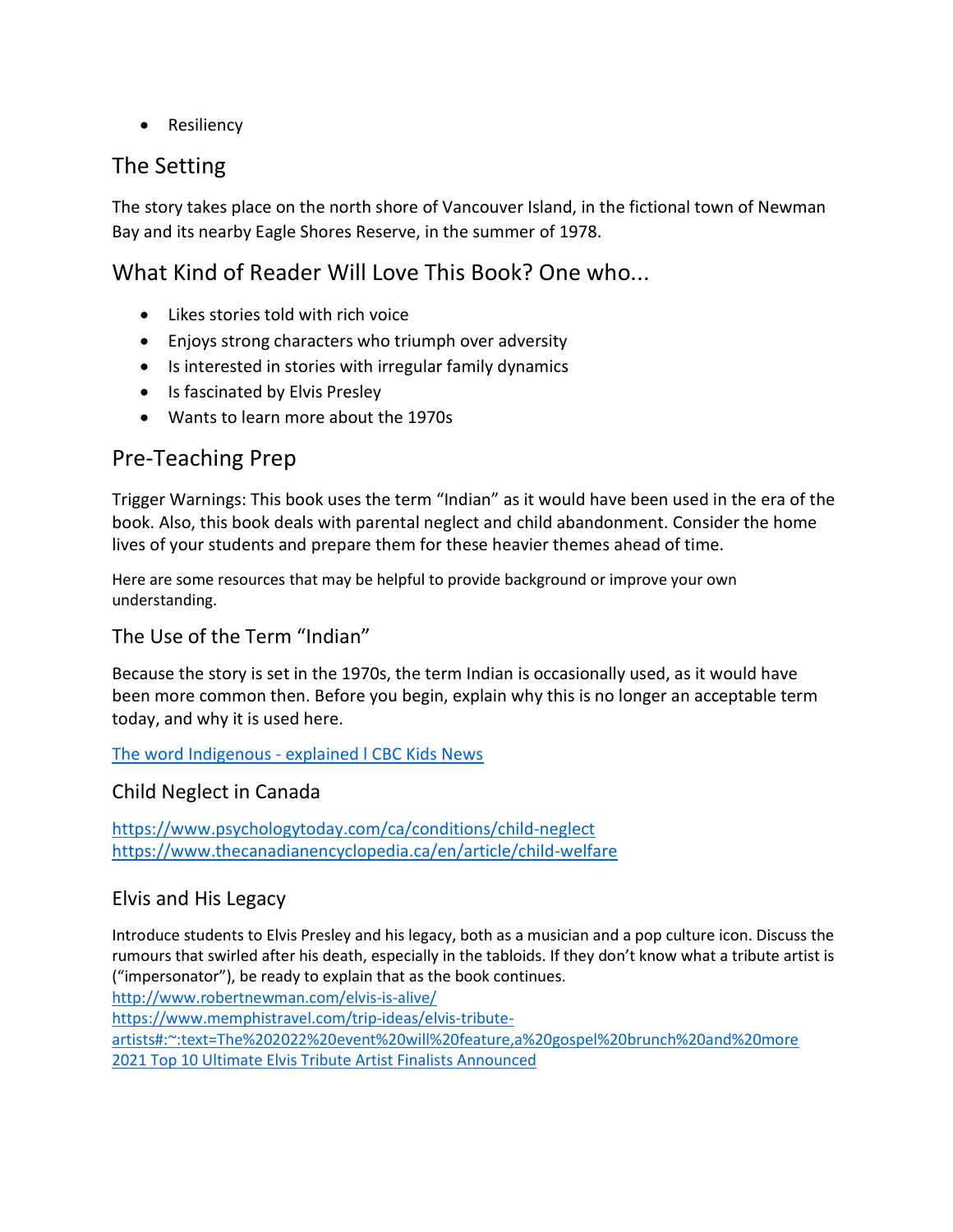- Resiliency

## The Setting

The story takes place on the north shore of Vancouver Island, in the fictional town of Newman Bay and its nearby Eagle Shores Reserve, in the summer of 1978.

## What Kind of Reader Will Love This Book? One who...

- Likes stories told with rich voice
- Enjoys strong characters who triumph over adversity
- Is interested in stories with irregular family dynamics
- Is fascinated by Elvis Presley
- Wants to learn more about the 1970s

## Pre-Teaching Prep

Trigger Warnings: This book uses the term "Indian" as it would have been used in the era of the book. Also, this book deals with parental neglect and child abandonment. Consider the home lives of your students and prepare them for these heavier themes ahead of time.

Here are some resources that may be helpful to provide background or improve your own understanding.

### The Use of the Term "Indian"

Because the story is set in the 1970s, the term Indian is occasionally used, as it would have been more common then. Before you begin, explain why this is no longer an acceptable term today, and why it is used here.

The word Indigenous - explained l CBC Kids News

### Child Neglect in Canada

https://www.psychologytoday.com/ca/conditions/child-neglect
https://www.thecanadianencyclopedia.ca/en/article/child-welfare

### Elvis and His Legacy

Introduce students to Elvis Presley and his legacy, both as a musician and a pop culture icon. Discuss the rumours that swirled after his death, especially in the tabloids. If they don't know what a tribute artist is ("impersonator"), be ready to explain that as the book continues.
http://www.robertnewman.com/elvis-is-alive/
https://www.memphistravel.com/trip-ideas/elvis-tribute-artists#:~:text=The%202022%20event%20will%20feature,a%20gospel%20brunch%20and%20more
2021 Top 10 Ultimate Elvis Tribute Artist Finalists Announced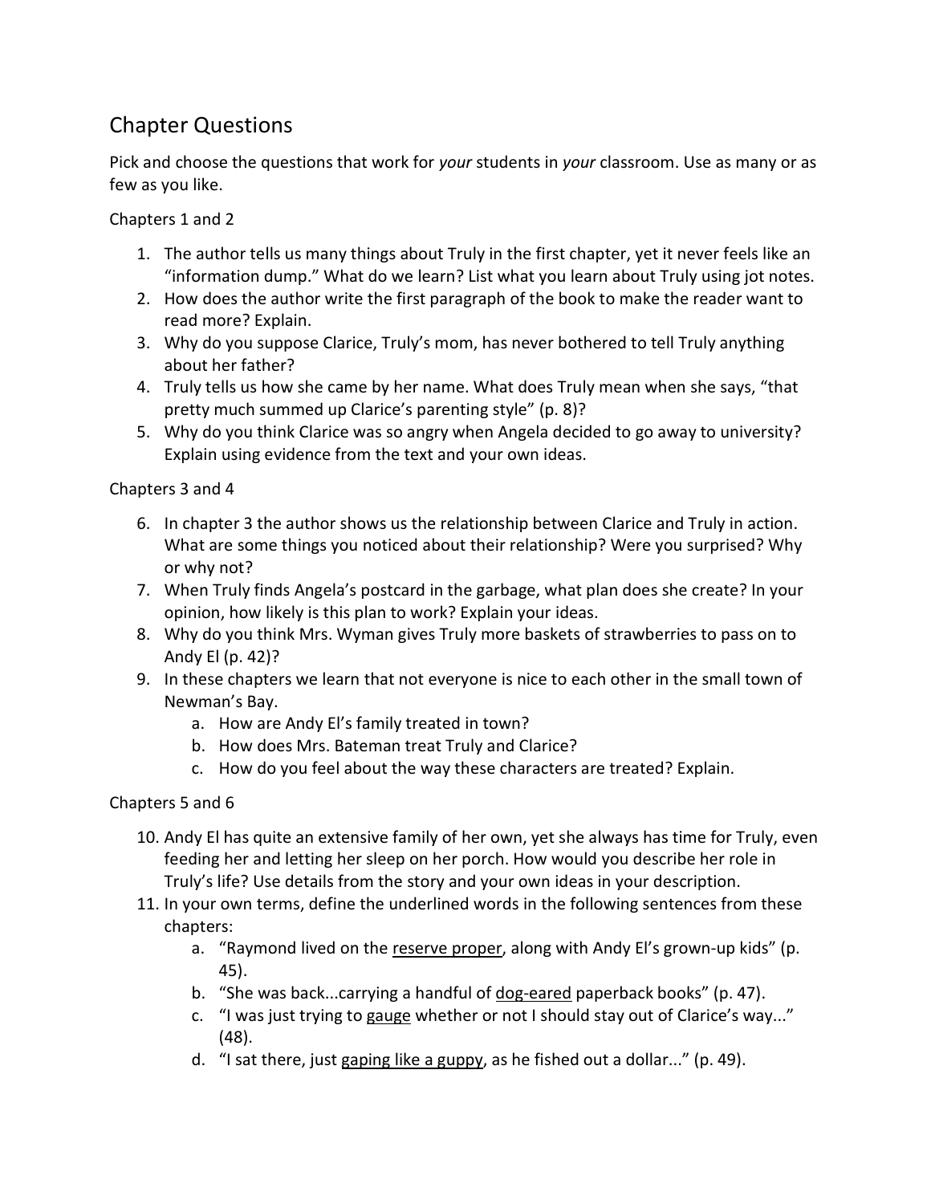# Chapter Questions

Pick and choose the questions that work for *your* students in *your* classroom. Use as many or as few as you like.

Chapters 1 and 2

1. The author tells us many things about Truly in the first chapter, yet it never feels like an "information dump." What do we learn? List what you learn about Truly using jot notes.
2. How does the author write the first paragraph of the book to make the reader want to read more? Explain.
3. Why do you suppose Clarice, Truly's mom, has never bothered to tell Truly anything about her father?
4. Truly tells us how she came by her name. What does Truly mean when she says, "that pretty much summed up Clarice's parenting style" (p. 8)?
5. Why do you think Clarice was so angry when Angela decided to go away to university? Explain using evidence from the text and your own ideas.

Chapters 3 and 4

6. In chapter 3 the author shows us the relationship between Clarice and Truly in action. What are some things you noticed about their relationship? Were you surprised? Why or why not?
7. When Truly finds Angela's postcard in the garbage, what plan does she create? In your opinion, how likely is this plan to work? Explain your ideas.
8. Why do you think Mrs. Wyman gives Truly more baskets of strawberries to pass on to Andy El (p. 42)?
9. In these chapters we learn that not everyone is nice to each other in the small town of Newman's Bay.
   a. How are Andy El's family treated in town?
   b. How does Mrs. Bateman treat Truly and Clarice?
   c. How do you feel about the way these characters are treated? Explain.

Chapters 5 and 6

10. Andy El has quite an extensive family of her own, yet she always has time for Truly, even feeding her and letting her sleep on her porch. How would you describe her role in Truly's life? Use details from the story and your own ideas in your description.
11. In your own terms, define the underlined words in the following sentences from these chapters:
    a. "Raymond lived on the <u>reserve proper</u>, along with Andy El's grown-up kids" (p. 45).
    b. "She was back...carrying a handful of <u>dog-eared</u> paperback books" (p. 47).
    c. "I was just trying to <u>gauge</u> whether or not I should stay out of Clarice's way..." (48).
    d. "I sat there, just <u>gaping like a guppy</u>, as he fished out a dollar..." (p. 49).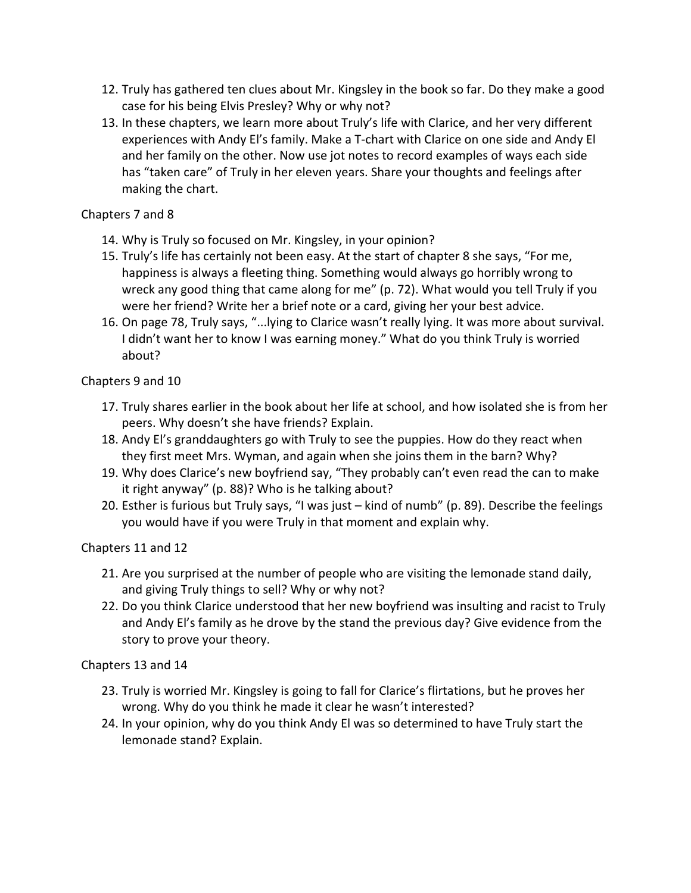12. Truly has gathered ten clues about Mr. Kingsley in the book so far. Do they make a good case for his being Elvis Presley? Why or why not?
13. In these chapters, we learn more about Truly's life with Clarice, and her very different experiences with Andy El's family. Make a T-chart with Clarice on one side and Andy El and her family on the other. Now use jot notes to record examples of ways each side has "taken care" of Truly in her eleven years. Share your thoughts and feelings after making the chart.

Chapters 7 and 8

14. Why is Truly so focused on Mr. Kingsley, in your opinion?
15. Truly's life has certainly not been easy. At the start of chapter 8 she says, "For me, happiness is always a fleeting thing. Something would always go horribly wrong to wreck any good thing that came along for me" (p. 72). What would you tell Truly if you were her friend? Write her a brief note or a card, giving her your best advice.
16. On page 78, Truly says, "...lying to Clarice wasn't really lying. It was more about survival. I didn't want her to know I was earning money." What do you think Truly is worried about?

Chapters 9 and 10

17. Truly shares earlier in the book about her life at school, and how isolated she is from her peers. Why doesn't she have friends? Explain.
18. Andy El's granddaughters go with Truly to see the puppies. How do they react when they first meet Mrs. Wyman, and again when she joins them in the barn? Why?
19. Why does Clarice's new boyfriend say, "They probably can't even read the can to make it right anyway" (p. 88)? Who is he talking about?
20. Esther is furious but Truly says, "I was just – kind of numb" (p. 89). Describe the feelings you would have if you were Truly in that moment and explain why.

Chapters 11 and 12

21. Are you surprised at the number of people who are visiting the lemonade stand daily, and giving Truly things to sell? Why or why not?
22. Do you think Clarice understood that her new boyfriend was insulting and racist to Truly and Andy El's family as he drove by the stand the previous day? Give evidence from the story to prove your theory.

Chapters 13 and 14

23. Truly is worried Mr. Kingsley is going to fall for Clarice's flirtations, but he proves her wrong. Why do you think he made it clear he wasn't interested?
24. In your opinion, why do you think Andy El was so determined to have Truly start the lemonade stand? Explain.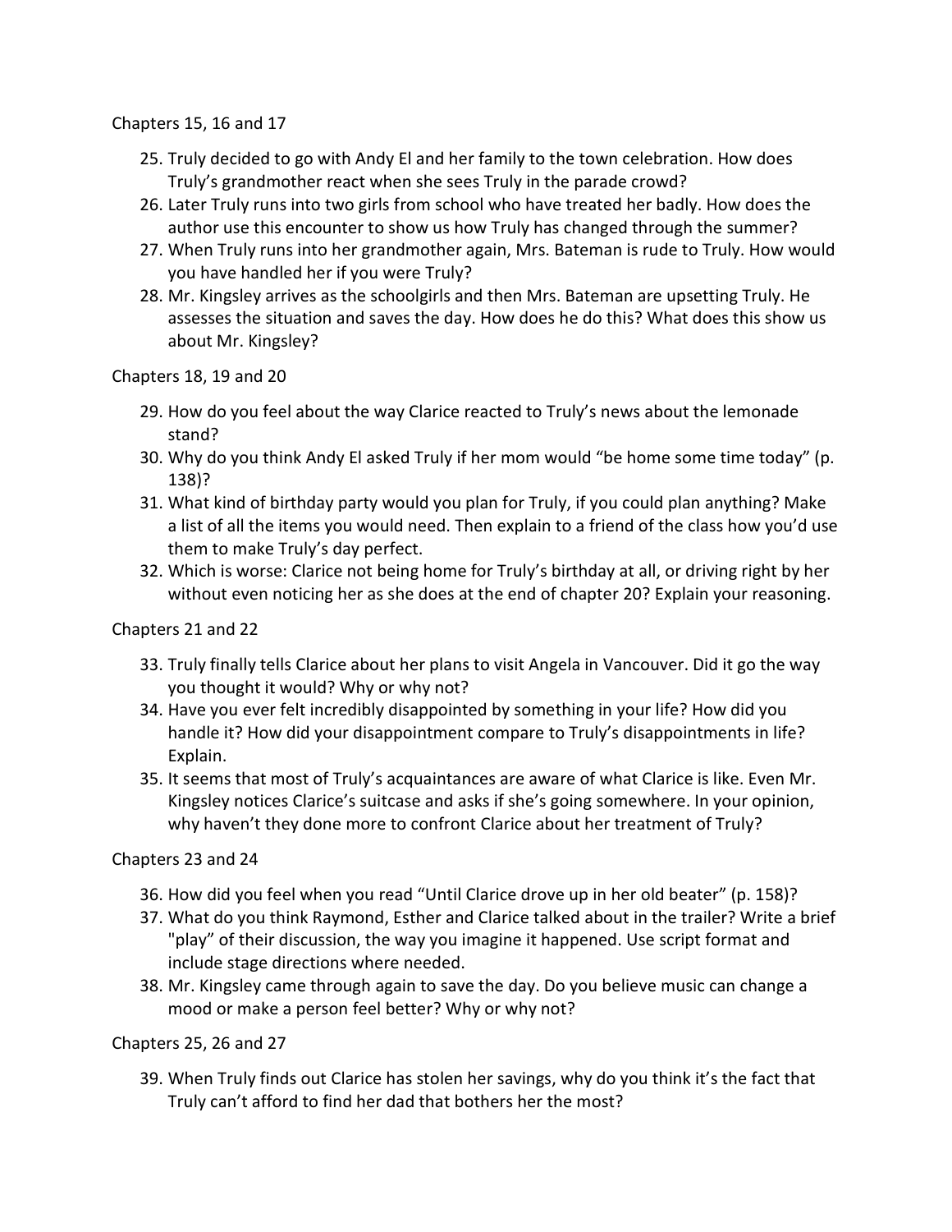Chapters 15, 16 and 17

25. Truly decided to go with Andy El and her family to the town celebration. How does Truly's grandmother react when she sees Truly in the parade crowd?
26. Later Truly runs into two girls from school who have treated her badly. How does the author use this encounter to show us how Truly has changed through the summer?
27. When Truly runs into her grandmother again, Mrs. Bateman is rude to Truly. How would you have handled her if you were Truly?
28. Mr. Kingsley arrives as the schoolgirls and then Mrs. Bateman are upsetting Truly. He assesses the situation and saves the day. How does he do this? What does this show us about Mr. Kingsley?

Chapters 18, 19 and 20

29. How do you feel about the way Clarice reacted to Truly's news about the lemonade stand?
30. Why do you think Andy El asked Truly if her mom would "be home some time today" (p. 138)?
31. What kind of birthday party would you plan for Truly, if you could plan anything? Make a list of all the items you would need. Then explain to a friend of the class how you'd use them to make Truly's day perfect.
32. Which is worse: Clarice not being home for Truly's birthday at all, or driving right by her without even noticing her as she does at the end of chapter 20? Explain your reasoning.

Chapters 21 and 22

33. Truly finally tells Clarice about her plans to visit Angela in Vancouver. Did it go the way you thought it would? Why or why not?
34. Have you ever felt incredibly disappointed by something in your life? How did you handle it? How did your disappointment compare to Truly's disappointments in life? Explain.
35. It seems that most of Truly's acquaintances are aware of what Clarice is like. Even Mr. Kingsley notices Clarice's suitcase and asks if she's going somewhere. In your opinion, why haven't they done more to confront Clarice about her treatment of Truly?

Chapters 23 and 24

36. How did you feel when you read "Until Clarice drove up in her old beater" (p. 158)?
37. What do you think Raymond, Esther and Clarice talked about in the trailer? Write a brief "play" of their discussion, the way you imagine it happened. Use script format and include stage directions where needed.
38. Mr. Kingsley came through again to save the day. Do you believe music can change a mood or make a person feel better? Why or why not?

Chapters 25, 26 and 27

39. When Truly finds out Clarice has stolen her savings, why do you think it's the fact that Truly can't afford to find her dad that bothers her the most?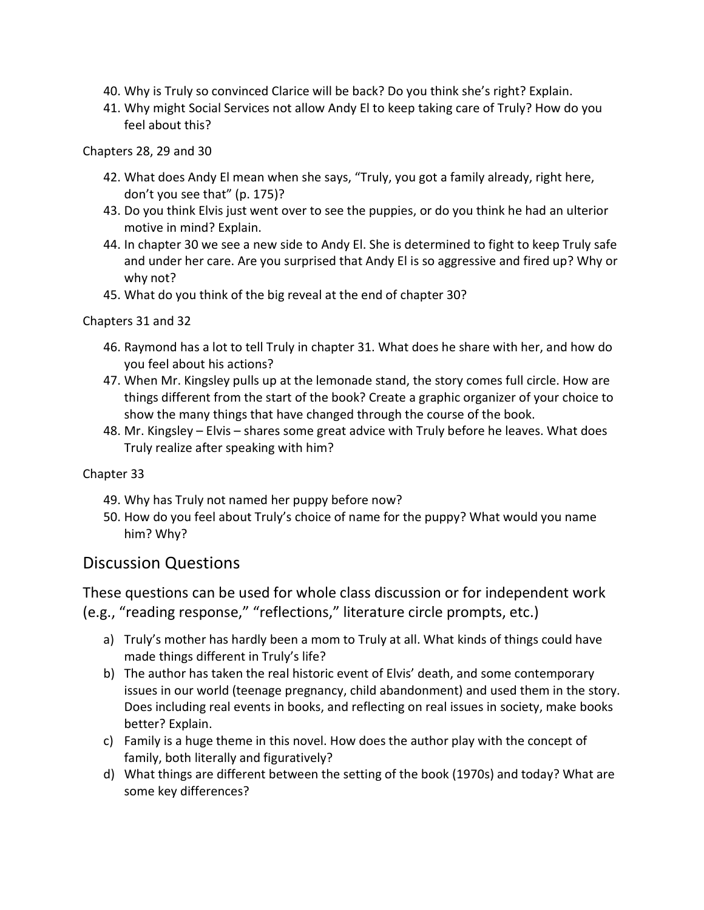40. Why is Truly so convinced Clarice will be back? Do you think she's right? Explain.
41. Why might Social Services not allow Andy El to keep taking care of Truly? How do you feel about this?

Chapters 28, 29 and 30

42. What does Andy El mean when she says, "Truly, you got a family already, right here, don't you see that" (p. 175)?
43. Do you think Elvis just went over to see the puppies, or do you think he had an ulterior motive in mind? Explain.
44. In chapter 30 we see a new side to Andy El. She is determined to fight to keep Truly safe and under her care. Are you surprised that Andy El is so aggressive and fired up? Why or why not?
45. What do you think of the big reveal at the end of chapter 30?

Chapters 31 and 32

46. Raymond has a lot to tell Truly in chapter 31. What does he share with her, and how do you feel about his actions?
47. When Mr. Kingsley pulls up at the lemonade stand, the story comes full circle. How are things different from the start of the book? Create a graphic organizer of your choice to show the many things that have changed through the course of the book.
48. Mr. Kingsley – Elvis – shares some great advice with Truly before he leaves. What does Truly realize after speaking with him?

Chapter 33

49. Why has Truly not named her puppy before now?
50. How do you feel about Truly's choice of name for the puppy? What would you name him? Why?

## Discussion Questions

These questions can be used for whole class discussion or for independent work (e.g., "reading response," "reflections," literature circle prompts, etc.)

a) Truly's mother has hardly been a mom to Truly at all. What kinds of things could have made things different in Truly's life?
b) The author has taken the real historic event of Elvis' death, and some contemporary issues in our world (teenage pregnancy, child abandonment) and used them in the story. Does including real events in books, and reflecting on real issues in society, make books better? Explain.
c) Family is a huge theme in this novel. How does the author play with the concept of family, both literally and figuratively?
d) What things are different between the setting of the book (1970s) and today? What are some key differences?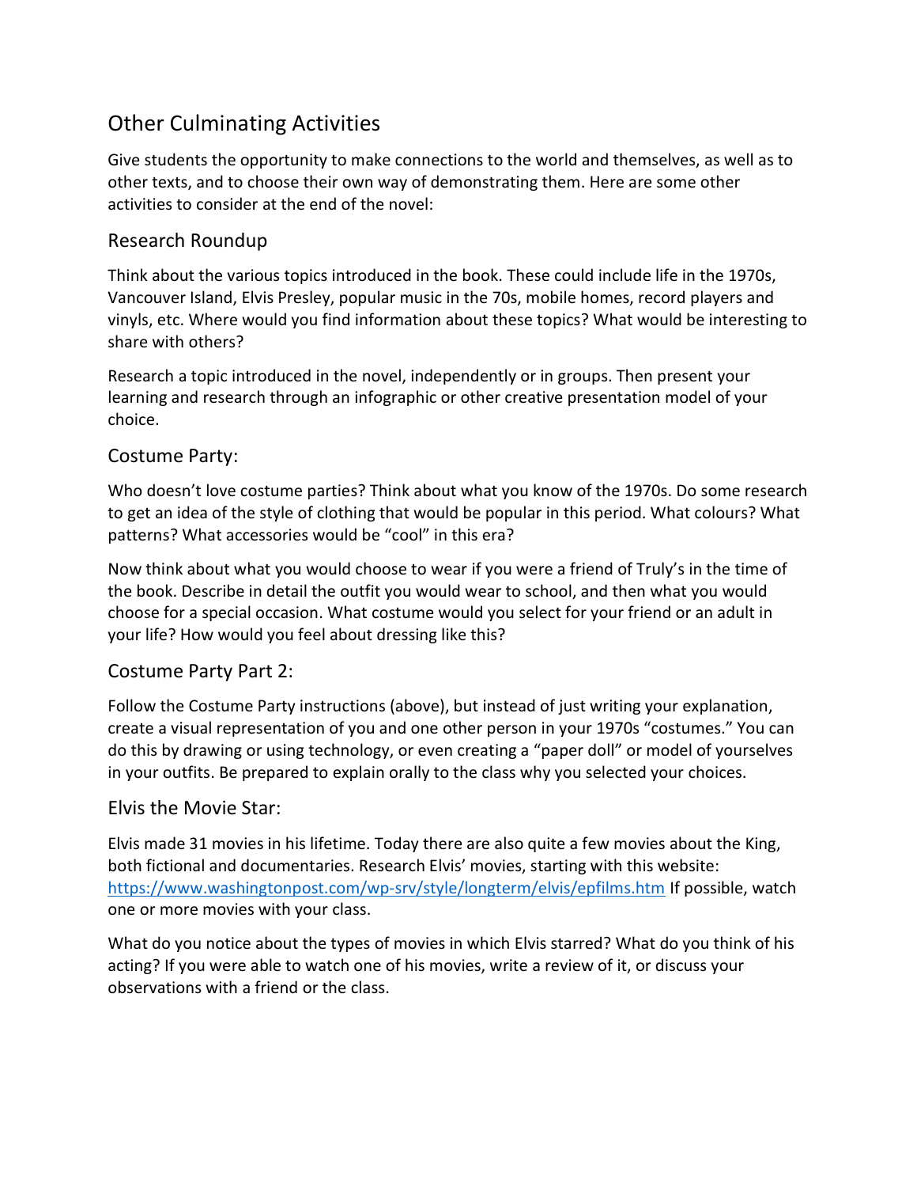# Other Culminating Activities

Give students the opportunity to make connections to the world and themselves, as well as to other texts, and to choose their own way of demonstrating them. Here are some other activities to consider at the end of the novel:

## Research Roundup

Think about the various topics introduced in the book. These could include life in the 1970s, Vancouver Island, Elvis Presley, popular music in the 70s, mobile homes, record players and vinyls, etc. Where would you find information about these topics? What would be interesting to share with others?

Research a topic introduced in the novel, independently or in groups. Then present your learning and research through an infographic or other creative presentation model of your choice.

## Costume Party:

Who doesn't love costume parties? Think about what you know of the 1970s. Do some research to get an idea of the style of clothing that would be popular in this period. What colours? What patterns? What accessories would be "cool" in this era?

Now think about what you would choose to wear if you were a friend of Truly's in the time of the book. Describe in detail the outfit you would wear to school, and then what you would choose for a special occasion. What costume would you select for your friend or an adult in your life? How would you feel about dressing like this?

## Costume Party Part 2:

Follow the Costume Party instructions (above), but instead of just writing your explanation, create a visual representation of you and one other person in your 1970s "costumes." You can do this by drawing or using technology, or even creating a "paper doll" or model of yourselves in your outfits. Be prepared to explain orally to the class why you selected your choices.

## Elvis the Movie Star:

Elvis made 31 movies in his lifetime. Today there are also quite a few movies about the King, both fictional and documentaries. Research Elvis' movies, starting with this website: [https://www.washingtonpost.com/wp-srv/style/longterm/elvis/epfilms.htm](https://www.washingtonpost.com/wp-srv/style/longterm/elvis/epfilms.htm) If possible, watch one or more movies with your class.

What do you notice about the types of movies in which Elvis starred? What do you think of his acting? If you were able to watch one of his movies, write a review of it, or discuss your observations with a friend or the class.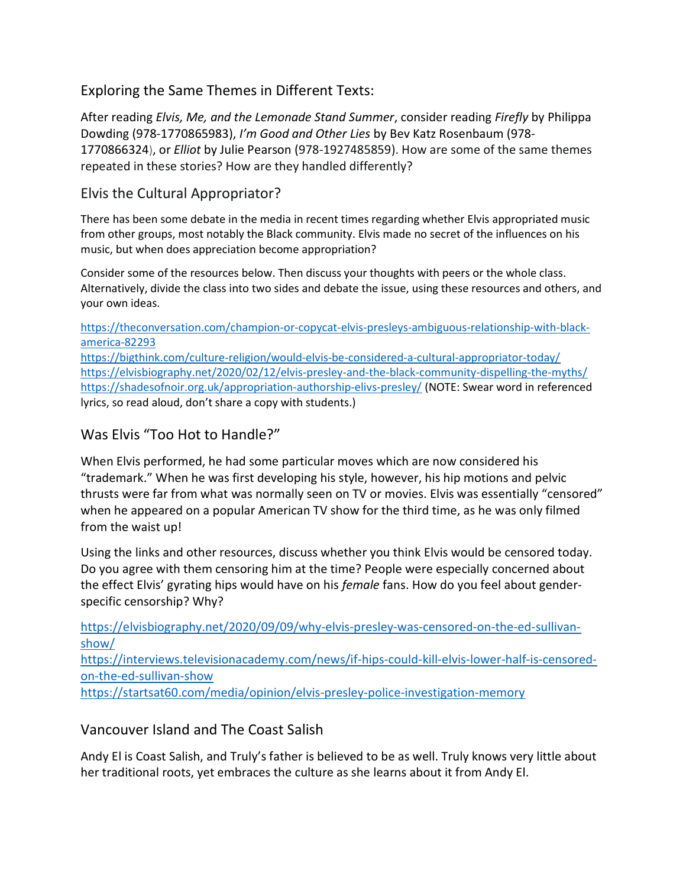## Exploring the Same Themes in Different Texts:

After reading *Elvis, Me, and the Lemonade Stand Summer*, consider reading *Firefly* by Philippa Dowding (978-1770865983), *I'm Good and Other Lies* by Bev Katz Rosenbaum (978-1770866324), or *Elliot* by Julie Pearson (978-1927485859). How are some of the same themes repeated in these stories? How are they handled differently?

## Elvis the Cultural Appropriator?

There has been some debate in the media in recent times regarding whether Elvis appropriated music from other groups, most notably the Black community. Elvis made no secret of the influences on his music, but when does appreciation become appropriation?

Consider some of the resources below. Then discuss your thoughts with peers or the whole class. Alternatively, divide the class into two sides and debate the issue, using these resources and others, and your own ideas.

https://theconversation.com/champion-or-copycat-elvis-presleys-ambiguous-relationship-with-black-america-82293
https://bigthink.com/culture-religion/would-elvis-be-considered-a-cultural-appropriator-today/
https://elvisbiography.net/2020/02/12/elvis-presley-and-the-black-community-dispelling-the-myths/
https://shadesofnoir.org.uk/appropriation-authorship-elivs-presley/ (NOTE: Swear word in referenced lyrics, so read aloud, don't share a copy with students.)

## Was Elvis "Too Hot to Handle?"

When Elvis performed, he had some particular moves which are now considered his "trademark." When he was first developing his style, however, his hip motions and pelvic thrusts were far from what was normally seen on TV or movies. Elvis was essentially "censored" when he appeared on a popular American TV show for the third time, as he was only filmed from the waist up!

Using the links and other resources, discuss whether you think Elvis would be censored today. Do you agree with them censoring him at the time? People were especially concerned about the effect Elvis' gyrating hips would have on his *female* fans. How do you feel about gender-specific censorship? Why?

https://elvisbiography.net/2020/09/09/why-elvis-presley-was-censored-on-the-ed-sullivan-show/
https://interviews.televisionacademy.com/news/if-hips-could-kill-elvis-lower-half-is-censored-on-the-ed-sullivan-show
https://startsat60.com/media/opinion/elvis-presley-police-investigation-memory

## Vancouver Island and The Coast Salish

Andy El is Coast Salish, and Truly's father is believed to be as well. Truly knows very little about her traditional roots, yet embraces the culture as she learns about it from Andy El.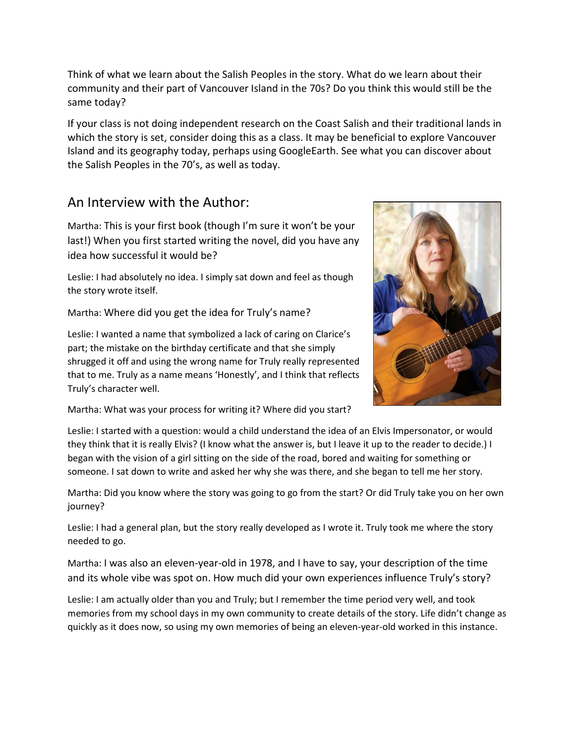Think of what we learn about the Salish Peoples in the story. What do we learn about their community and their part of Vancouver Island in the 70s? Do you think this would still be the same today?

If your class is not doing independent research on the Coast Salish and their traditional lands in which the story is set, consider doing this as a class. It may be beneficial to explore Vancouver Island and its geography today, perhaps using GoogleEarth. See what you can discover about the Salish Peoples in the 70's, as well as today.

## An Interview with the Author:

Martha: This is your first book (though I'm sure it won't be your last!) When you first started writing the novel, did you have any idea how successful it would be?

Leslie: I had absolutely no idea. I simply sat down and feel as though the story wrote itself.

Martha: Where did you get the idea for Truly's name?

Leslie: I wanted a name that symbolized a lack of caring on Clarice's part; the mistake on the birthday certificate and that she simply shrugged it off and using the wrong name for Truly really represented that to me. Truly as a name means 'Honestly', and I think that reflects Truly's character well.

Martha: What was your process for writing it? Where did you start?

Leslie: I started with a question: would a child understand the idea of an Elvis Impersonator, or would they think that it is really Elvis? (I know what the answer is, but I leave it up to the reader to decide.) I began with the vision of a girl sitting on the side of the road, bored and waiting for something or someone. I sat down to write and asked her why she was there, and she began to tell me her story.

Martha: Did you know where the story was going to go from the start? Or did Truly take you on her own journey?

Leslie: I had a general plan, but the story really developed as I wrote it. Truly took me where the story needed to go.

Martha: I was also an eleven-year-old in 1978, and I have to say, your description of the time and its whole vibe was spot on. How much did your own experiences influence Truly's story?

Leslie: I am actually older than you and Truly; but I remember the time period very well, and took memories from my school days in my own community to create details of the story. Life didn't change as quickly as it does now, so using my own memories of being an eleven-year-old worked in this instance.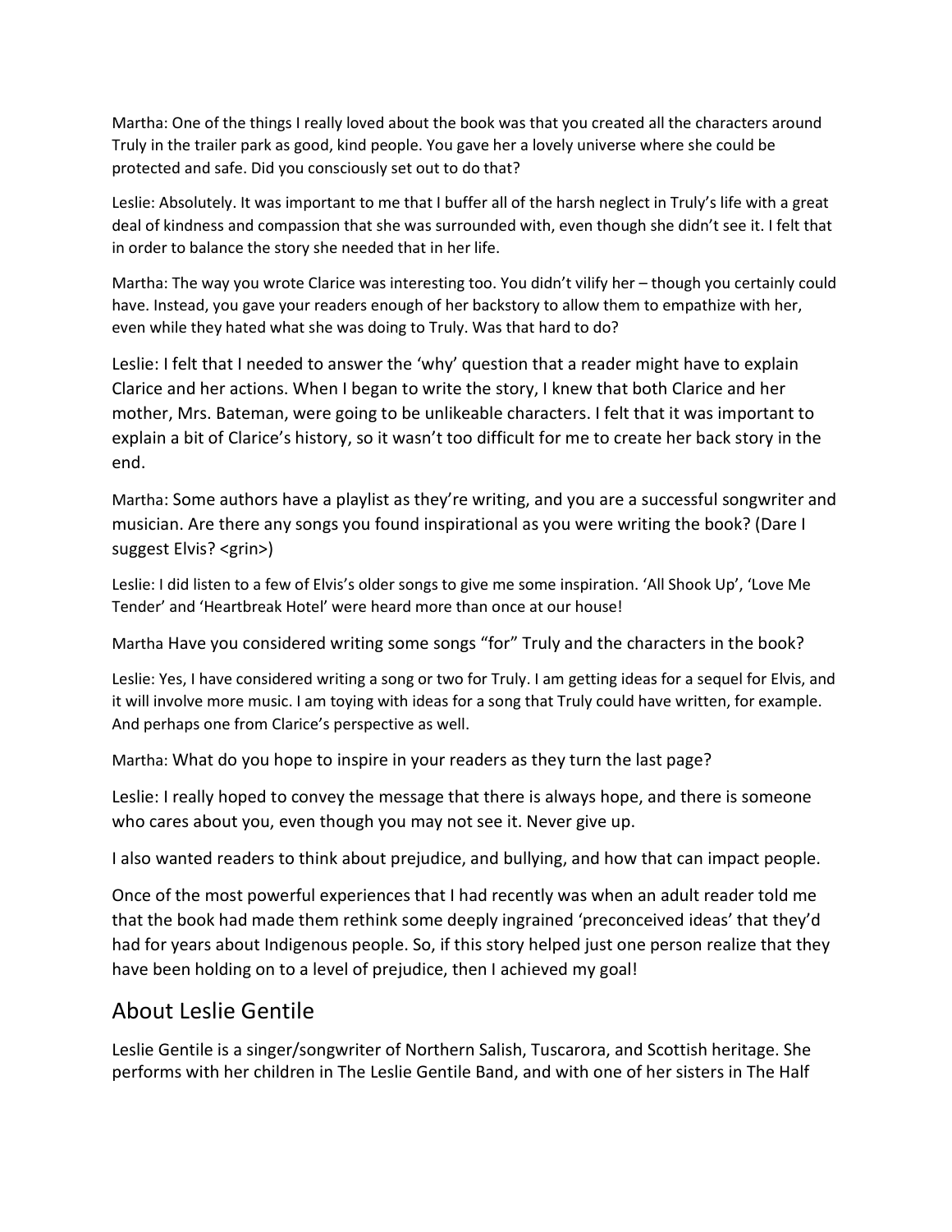Martha: One of the things I really loved about the book was that you created all the characters around Truly in the trailer park as good, kind people. You gave her a lovely universe where she could be protected and safe. Did you consciously set out to do that?

Leslie: Absolutely. It was important to me that I buffer all of the harsh neglect in Truly's life with a great deal of kindness and compassion that she was surrounded with, even though she didn't see it. I felt that in order to balance the story she needed that in her life.

Martha: The way you wrote Clarice was interesting too. You didn't vilify her – though you certainly could have. Instead, you gave your readers enough of her backstory to allow them to empathize with her, even while they hated what she was doing to Truly. Was that hard to do?

Leslie: I felt that I needed to answer the 'why' question that a reader might have to explain Clarice and her actions. When I began to write the story, I knew that both Clarice and her mother, Mrs. Bateman, were going to be unlikeable characters. I felt that it was important to explain a bit of Clarice's history, so it wasn't too difficult for me to create her back story in the end.

Martha: Some authors have a playlist as they're writing, and you are a successful songwriter and musician. Are there any songs you found inspirational as you were writing the book? (Dare I suggest Elvis? <grin>)

Leslie: I did listen to a few of Elvis's older songs to give me some inspiration. 'All Shook Up', 'Love Me Tender' and 'Heartbreak Hotel' were heard more than once at our house!

Martha Have you considered writing some songs "for" Truly and the characters in the book?

Leslie: Yes, I have considered writing a song or two for Truly. I am getting ideas for a sequel for Elvis, and it will involve more music. I am toying with ideas for a song that Truly could have written, for example. And perhaps one from Clarice's perspective as well.

Martha: What do you hope to inspire in your readers as they turn the last page?

Leslie: I really hoped to convey the message that there is always hope, and there is someone who cares about you, even though you may not see it. Never give up.

I also wanted readers to think about prejudice, and bullying, and how that can impact people.

Once of the most powerful experiences that I had recently was when an adult reader told me that the book had made them rethink some deeply ingrained 'preconceived ideas' that they'd had for years about Indigenous people. So, if this story helped just one person realize that they have been holding on to a level of prejudice, then I achieved my goal!

## About Leslie Gentile

Leslie Gentile is a singer/songwriter of Northern Salish, Tuscarora, and Scottish heritage. She performs with her children in The Leslie Gentile Band, and with one of her sisters in The Half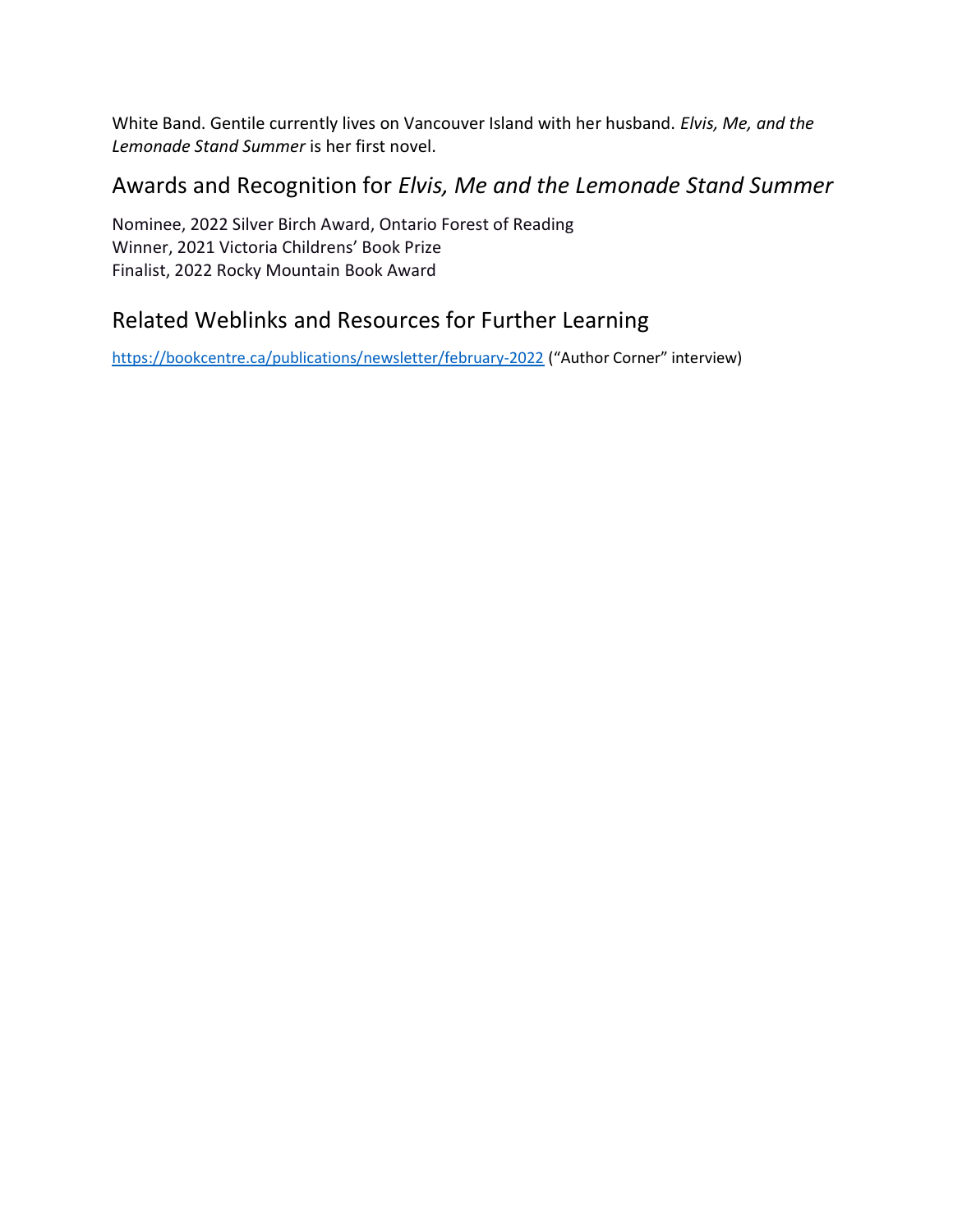White Band. Gentile currently lives on Vancouver Island with her husband. *Elvis, Me, and the Lemonade Stand Summer* is her first novel.

## Awards and Recognition for *Elvis, Me and the Lemonade Stand Summer*

Nominee, 2022 Silver Birch Award, Ontario Forest of Reading
Winner, 2021 Victoria Childrens' Book Prize
Finalist, 2022 Rocky Mountain Book Award

## Related Weblinks and Resources for Further Learning

https://bookcentre.ca/publications/newsletter/february-2022 ("Author Corner" interview)